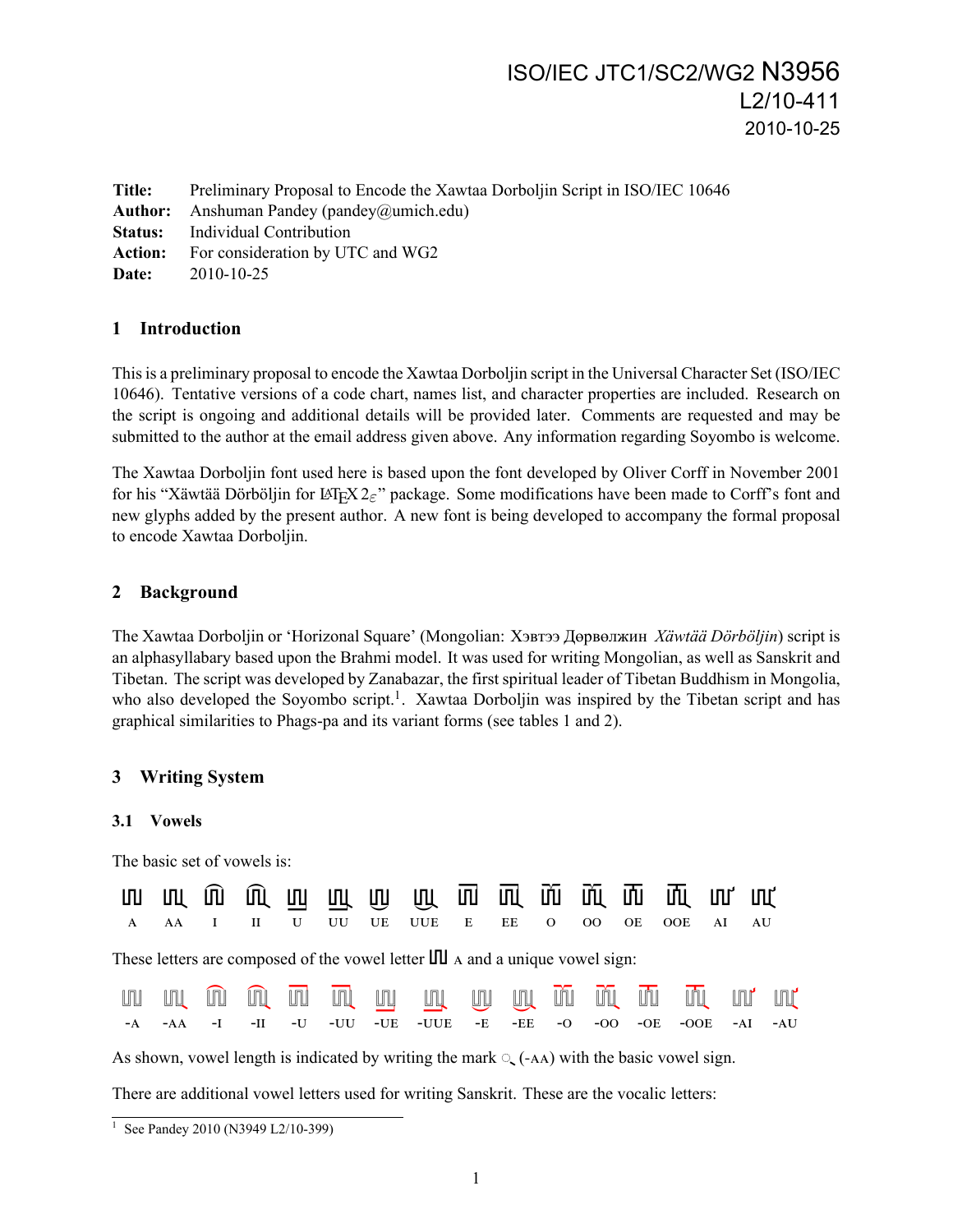ISO/IEC JTC1/SC2/WG2 N3956
L2/10-411
2010-10-25

**Title:** Preliminary Proposal to Encode the Xawtaa Dorboljin Script in ISO/IEC 10646
**Author:** Anshuman Pandey (pandey@umich.edu)
**Status:** Individual Contribution
**Action:** For consideration by UTC and WG2
**Date:** 2010-10-25

## 1 Introduction

This is a preliminary proposal to encode the Xawtaa Dorboljin script in the Universal Character Set (ISO/IEC 10646). Tentative versions of a code chart, names list, and character properties are included. Research on the script is ongoing and additional details will be provided later. Comments are requested and may be submitted to the author at the email address given above. Any information regarding Soyombo is welcome.

The Xawtaa Dorboljin font used here is based upon the font developed by Oliver Corff in November 2001 for his "Xäwtää Dörböljin for LaTeX $2_\varepsilon$" package. Some modifications have been made to Corff's font and new glyphs added by the present author. A new font is being developed to accompany the formal proposal to encode Xawtaa Dorboljin.

## 2 Background

The Xawtaa Dorboljin or 'Horizonal Square' (Mongolian: Хэвтээ Дөрвөлжин *Xäwtää Dörböljin*) script is an alphasyllabary based upon the Brahmi model. It was used for writing Mongolian, as well as Sanskrit and Tibetan. The script was developed by Zanabazar, the first spiritual leader of Tibetan Buddhism in Mongolia, who also developed the Soyombo script.[1]. Xawtaa Dorboljin was inspired by the Tibetan script and has graphical similarities to Phags-pa and its variant forms (see tables 1 and 2).

## 3 Writing System

### 3.1 Vowels

The basic set of vowels is:

A AA I II U UU UE UUE E EE O OO OE OOE AI AU

These letters are composed of the vowel letter A and a unique vowel sign:

-A -AA -I -II -U -UU -UE -UUE -E -EE -O -OO -OE -OOE -AI -AU

As shown, vowel length is indicated by writing the mark ◌ (-AA) with the basic vowel sign.

There are additional vowel letters used for writing Sanskrit. These are the vocalic letters:

[1] See Pandey 2010 (N3949 L2/10-399)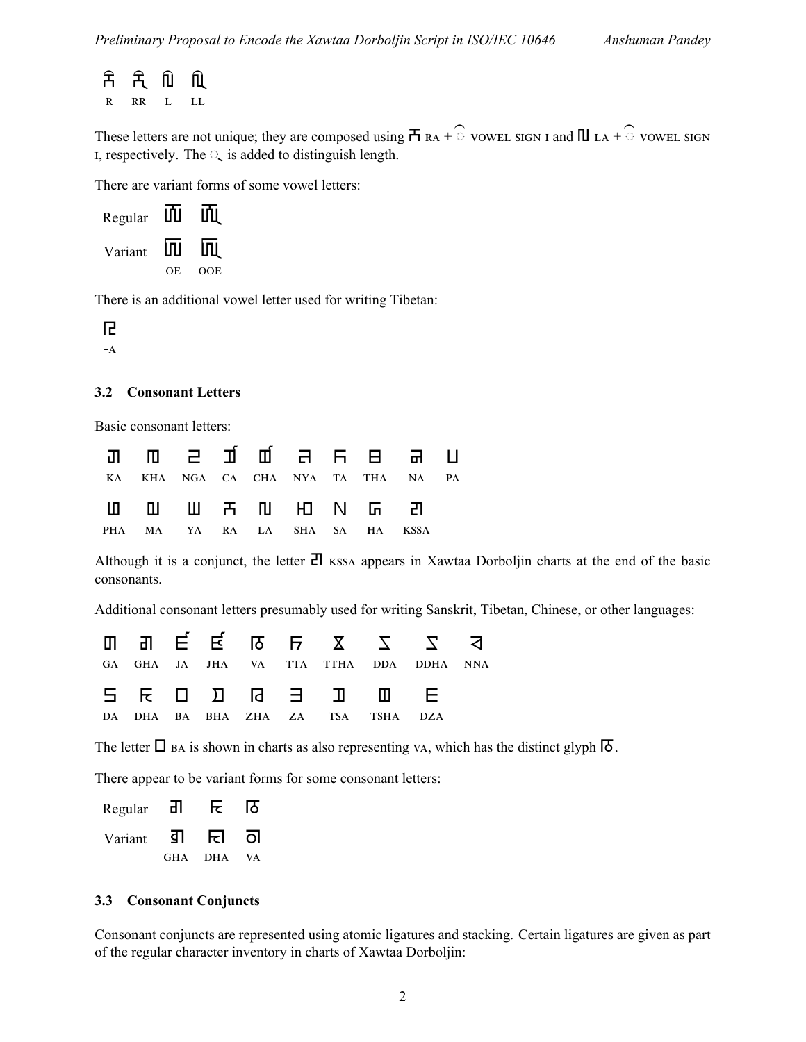| R | RR | L | LL |
|---|---|---|---|

These letters are not unique; they are composed using RA + ◌ VOWEL SIGN I and LA + ◌ VOWEL SIGN I, respectively. The ◌ is added to distinguish length.

There are variant forms of some vowel letters:

| | OE | OOE |
|---|---|---|
| Regular | | |
| Variant | | |

There is an additional vowel letter used for writing Tibetan:

-A

### 3.2 Consonant Letters

Basic consonant letters:

| KA | KHA | NGA | CA | CHA | NYA | TA | THA | NA | PA |
|---|---|---|---|---|---|---|---|---|---|
| PHA | MA | YA | RA | LA | SHA | SA | HA | KSSA | |

Although it is a conjunct, the letter KSSA appears in Xawtaa Dorboljin charts at the end of the basic consonants.

Additional consonant letters presumably used for writing Sanskrit, Tibetan, Chinese, or other languages:

| GA | GHA | JA | JHA | VA | TTA | TTHA | DDA | DDHA | NNA |
|---|---|---|---|---|---|---|---|---|---|
| DA | DHA | BA | BHA | ZHA | ZA | TSA | TSHA | DZA | |

The letter BA is shown in charts as also representing VA, which has the distinct glyph.

There appear to be variant forms for some consonant letters:

| | GHA | DHA | VA |
|---|---|---|---|
| Regular | | | |
| Variant | | | |

### 3.3 Consonant Conjuncts

Consonant conjuncts are represented using atomic ligatures and stacking. Certain ligatures are given as part of the regular character inventory in charts of Xawtaa Dorboljin: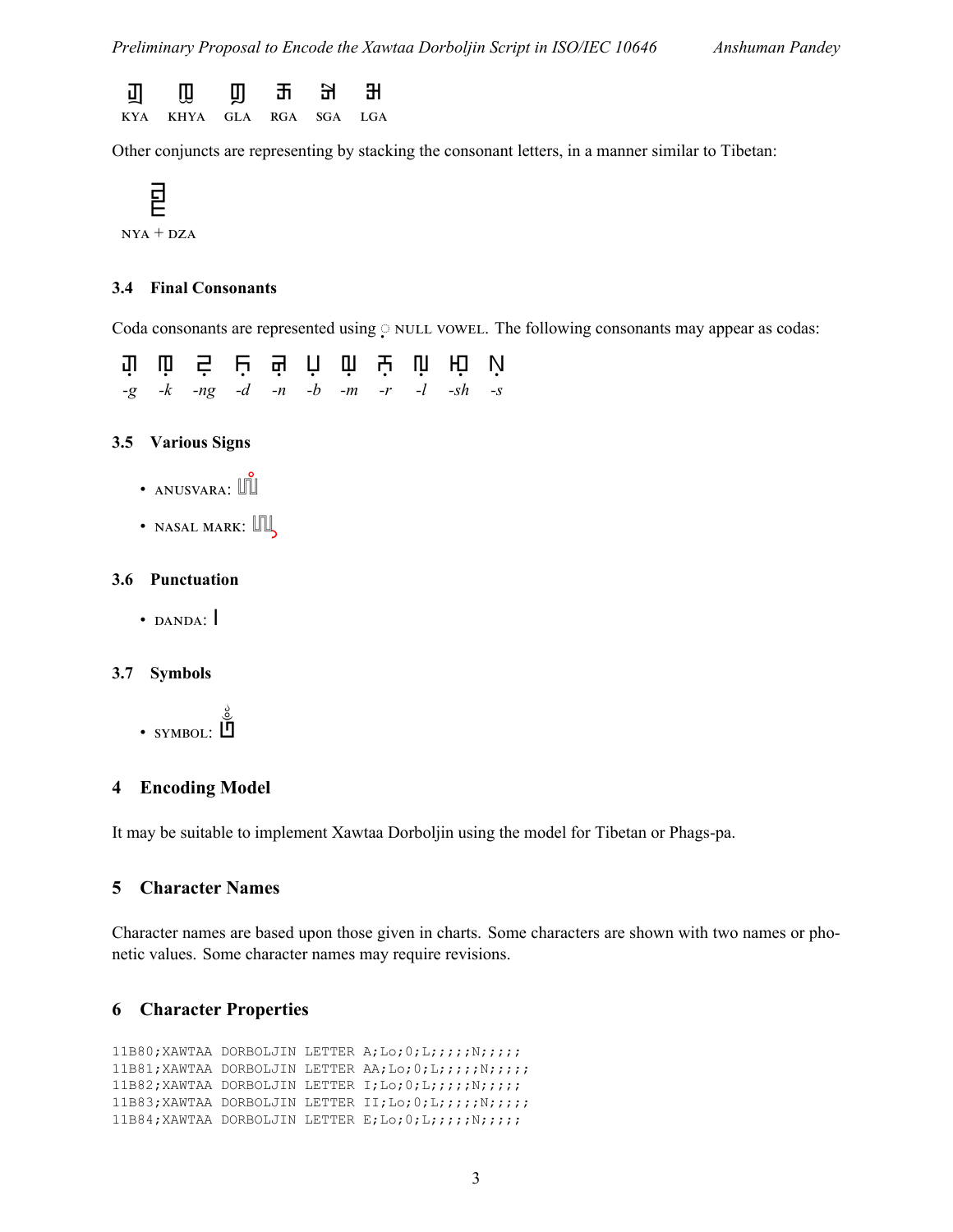KYA KHYA GLA RGA SGA LGA

Other conjuncts are representing by stacking the consonant letters, in a manner similar to Tibetan:

NYA + DZA

### 3.4 Final Consonants

Coda consonants are represented using ◌ NULL VOWEL. The following consonants may appear as codas:

*-g* *-k* *-ng* *-d* *-n* *-b* *-m* *-r* *-l* *-sh* *-s*

### 3.5 Various Signs

- ANUSVARA:
- NASAL MARK:

### 3.6 Punctuation

- DANDA: |

### 3.7 Symbols

- SYMBOL:

## 4 Encoding Model

It may be suitable to implement Xawtaa Dorboljin using the model for Tibetan or Phags-pa.

## 5 Character Names

Character names are based upon those given in charts. Some characters are shown with two names or phonetic values. Some character names may require revisions.

## 6 Character Properties

```
11B80;XAWTAA DORBOLJIN LETTER A;Lo;0;L;;;;;N;;;;;
11B81;XAWTAA DORBOLJIN LETTER AA;Lo;0;L;;;;;N;;;;;
11B82;XAWTAA DORBOLJIN LETTER I;Lo;0;L;;;;;N;;;;;
11B83;XAWTAA DORBOLJIN LETTER II;Lo;0;L;;;;;N;;;;;
11B84;XAWTAA DORBOLJIN LETTER E;Lo;0;L;;;;;N;;;;;
```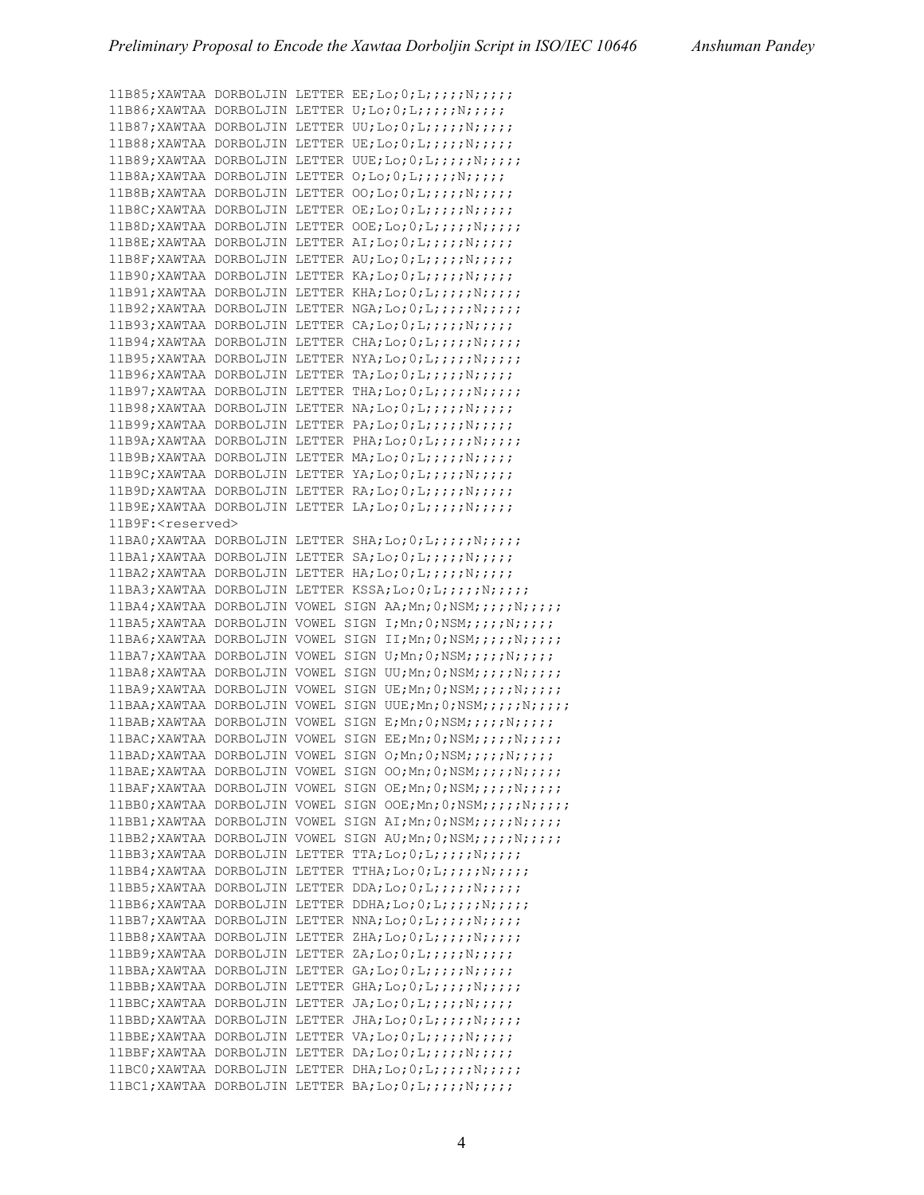```
11B85;XAWTAA DORBOLJIN LETTER EE;Lo;0;L;;;;;N;;;;;
11B86;XAWTAA DORBOLJIN LETTER U;Lo;0;L;;;;;N;;;;;
11B87;XAWTAA DORBOLJIN LETTER UU;Lo;0;L;;;;;N;;;;;
11B88;XAWTAA DORBOLJIN LETTER UE;Lo;0;L;;;;;N;;;;;
11B89;XAWTAA DORBOLJIN LETTER UUE;Lo;0;L;;;;;N;;;;;
11B8A;XAWTAA DORBOLJIN LETTER O;Lo;0;L;;;;;N;;;;;
11B8B;XAWTAA DORBOLJIN LETTER OO;Lo;0;L;;;;;N;;;;;
11B8C;XAWTAA DORBOLJIN LETTER OE;Lo;0;L;;;;;N;;;;;
11B8D;XAWTAA DORBOLJIN LETTER OOE;Lo;0;L;;;;;N;;;;;
11B8E;XAWTAA DORBOLJIN LETTER AI;Lo;0;L;;;;;N;;;;;
11B8F;XAWTAA DORBOLJIN LETTER AU;Lo;0;L;;;;;N;;;;;
11B90;XAWTAA DORBOLJIN LETTER KA;Lo;0;L;;;;;N;;;;;
11B91;XAWTAA DORBOLJIN LETTER KHA;Lo;0;L;;;;;N;;;;;
11B92;XAWTAA DORBOLJIN LETTER NGA;Lo;0;L;;;;;N;;;;;
11B93;XAWTAA DORBOLJIN LETTER CA;Lo;0;L;;;;;N;;;;;
11B94;XAWTAA DORBOLJIN LETTER CHA;Lo;0;L;;;;;N;;;;;
11B95;XAWTAA DORBOLJIN LETTER NYA;Lo;0;L;;;;;N;;;;;
11B96;XAWTAA DORBOLJIN LETTER TA;Lo;0;L;;;;;N;;;;;
11B97;XAWTAA DORBOLJIN LETTER THA;Lo;0;L;;;;;N;;;;;
11B98;XAWTAA DORBOLJIN LETTER NA;Lo;0;L;;;;;N;;;;;
11B99;XAWTAA DORBOLJIN LETTER PA;Lo;0;L;;;;;N;;;;;
11B9A;XAWTAA DORBOLJIN LETTER PHA;Lo;0;L;;;;;N;;;;;
11B9B;XAWTAA DORBOLJIN LETTER MA;Lo;0;L;;;;;N;;;;;
11B9C;XAWTAA DORBOLJIN LETTER YA;Lo;0;L;;;;;N;;;;;
11B9D;XAWTAA DORBOLJIN LETTER RA;Lo;0;L;;;;;N;;;;;
11B9E;XAWTAA DORBOLJIN LETTER LA;Lo;0;L;;;;;N;;;;;
11B9F:<reserved>
11BA0;XAWTAA DORBOLJIN LETTER SHA;Lo;0;L;;;;;N;;;;;
11BA1;XAWTAA DORBOLJIN LETTER SA;Lo;0;L;;;;;N;;;;;
11BA2;XAWTAA DORBOLJIN LETTER HA;Lo;0;L;;;;;N;;;;;
11BA3;XAWTAA DORBOLJIN LETTER KSSA;Lo;0;L;;;;;N;;;;;
11BA4;XAWTAA DORBOLJIN VOWEL SIGN AA;Mn;0;NSM;;;;;N;;;;;
11BA5;XAWTAA DORBOLJIN VOWEL SIGN I;Mn;0;NSM;;;;;N;;;;;
11BA6;XAWTAA DORBOLJIN VOWEL SIGN II;Mn;0;NSM;;;;;N;;;;;
11BA7;XAWTAA DORBOLJIN VOWEL SIGN U;Mn;0;NSM;;;;;N;;;;;
11BA8;XAWTAA DORBOLJIN VOWEL SIGN UU;Mn;0;NSM;;;;;N;;;;;
11BA9;XAWTAA DORBOLJIN VOWEL SIGN UE;Mn;0;NSM;;;;;N;;;;;
11BAA;XAWTAA DORBOLJIN VOWEL SIGN UUE;Mn;0;NSM;;;;;N;;;;;
11BAB;XAWTAA DORBOLJIN VOWEL SIGN E;Mn;0;NSM;;;;;N;;;;;
11BAC;XAWTAA DORBOLJIN VOWEL SIGN EE;Mn;0;NSM;;;;;N;;;;;
11BAD;XAWTAA DORBOLJIN VOWEL SIGN O;Mn;0;NSM;;;;;N;;;;;
11BAE;XAWTAA DORBOLJIN VOWEL SIGN OO;Mn;0;NSM;;;;;N;;;;;
11BAF;XAWTAA DORBOLJIN VOWEL SIGN OE;Mn;0;NSM;;;;;N;;;;;
11BB0;XAWTAA DORBOLJIN VOWEL SIGN OOE;Mn;0;NSM;;;;;N;;;;;
11BB1;XAWTAA DORBOLJIN VOWEL SIGN AI;Mn;0;NSM;;;;;N;;;;;
11BB2;XAWTAA DORBOLJIN VOWEL SIGN AU;Mn;0;NSM;;;;;N;;;;;
11BB3;XAWTAA DORBOLJIN LETTER TTA;Lo;0;L;;;;;N;;;;;
11BB4;XAWTAA DORBOLJIN LETTER TTHA;Lo;0;L;;;;;N;;;;;
11BB5;XAWTAA DORBOLJIN LETTER DDA;Lo;0;L;;;;;N;;;;;
11BB6;XAWTAA DORBOLJIN LETTER DDHA;Lo;0;L;;;;;N;;;;;
11BB7;XAWTAA DORBOLJIN LETTER NNA;Lo;0;L;;;;;N;;;;;
11BB8;XAWTAA DORBOLJIN LETTER ZHA;Lo;0;L;;;;;N;;;;;
11BB9;XAWTAA DORBOLJIN LETTER ZA;Lo;0;L;;;;;N;;;;;
11BBA;XAWTAA DORBOLJIN LETTER GA;Lo;0;L;;;;;N;;;;;
11BBB;XAWTAA DORBOLJIN LETTER GHA;Lo;0;L;;;;;N;;;;;
11BBC;XAWTAA DORBOLJIN LETTER JA;Lo;0;L;;;;;N;;;;;
11BBD;XAWTAA DORBOLJIN LETTER JHA;Lo;0;L;;;;;N;;;;;
11BBE;XAWTAA DORBOLJIN LETTER VA;Lo;0;L;;;;;N;;;;;
11BBF;XAWTAA DORBOLJIN LETTER DA;Lo;0;L;;;;;N;;;;;
11BC0;XAWTAA DORBOLJIN LETTER DHA;Lo;0;L;;;;;N;;;;;
11BC1;XAWTAA DORBOLJIN LETTER BA;Lo;0;L;;;;;N;;;;;
```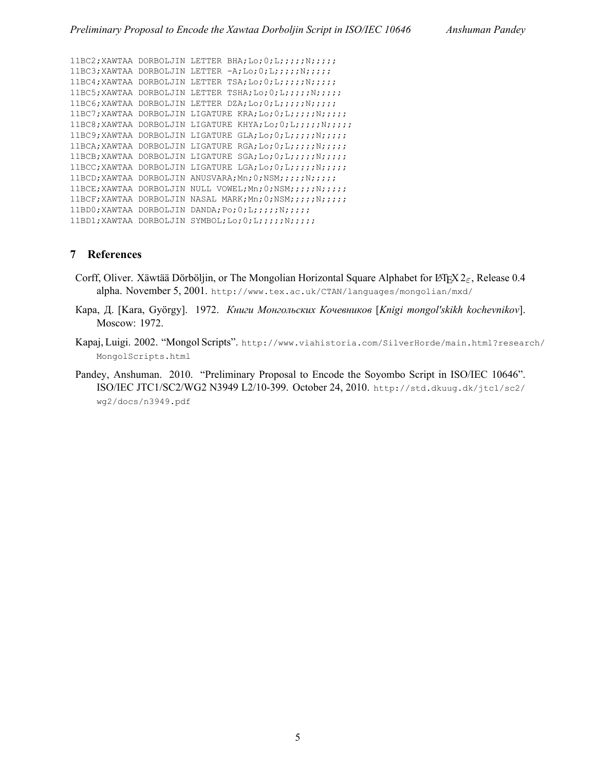```
11BC2;XAWTAA DORBOLJIN LETTER BHA;Lo;0;L;;;;;N;;;;;
11BC3;XAWTAA DORBOLJIN LETTER -A;Lo;0;L;;;;;N;;;;;
11BC4;XAWTAA DORBOLJIN LETTER TSA;Lo;0;L;;;;;N;;;;;
11BC5;XAWTAA DORBOLJIN LETTER TSHA;Lo;0;L;;;;;N;;;;;
11BC6;XAWTAA DORBOLJIN LETTER DZA;Lo;0;L;;;;;N;;;;;
11BC7;XAWTAA DORBOLJIN LIGATURE KRA;Lo;0;L;;;;;N;;;;;
11BC8;XAWTAA DORBOLJIN LIGATURE KHYA;Lo;0;L;;;;;N;;;;;
11BC9;XAWTAA DORBOLJIN LIGATURE GLA;Lo;0;L;;;;;N;;;;;
11BCA;XAWTAA DORBOLJIN LIGATURE RGA;Lo;0;L;;;;;N;;;;;
11BCB;XAWTAA DORBOLJIN LIGATURE SGA;Lo;0;L;;;;;N;;;;;
11BCC;XAWTAA DORBOLJIN LIGATURE LGA;Lo;0;L;;;;;N;;;;;
11BCD;XAWTAA DORBOLJIN ANUSVARA;Mn;0;NSM;;;;;N;;;;;
11BCE;XAWTAA DORBOLJIN NULL VOWEL;Mn;0;NSM;;;;;N;;;;;
11BCF;XAWTAA DORBOLJIN NASAL MARK;Mn;0;NSM;;;;;N;;;;;
11BD0;XAWTAA DORBOLJIN DANDA;Po;0;L;;;;;N;;;;;
11BD1;XAWTAA DORBOLJIN SYMBOL;Lo;0;L;;;;;N;;;;;
```

## 7 References

Corff, Oliver. Xäwtää Dörböljin, or The Mongolian Horizontal Square Alphabet for LaTeX $2_\varepsilon$, Release 0.4 alpha. November 5, 2001. http://www.tex.ac.uk/CTAN/languages/mongolian/mxd/

Кара, Д. [Kara, György]. 1972. *Книги Монгольских Кочевников* [*Knigi mongol'skikh kochevnikov*]. Moscow: 1972.

Kapaj, Luigi. 2002. "Mongol Scripts". http://www.viahistoria.com/SilverHorde/main.html?research/MongolScripts.html

Pandey, Anshuman. 2010. "Preliminary Proposal to Encode the Soyombo Script in ISO/IEC 10646". ISO/IEC JTC1/SC2/WG2 N3949 L2/10-399. October 24, 2010. http://std.dkuug.dk/jtc1/sc2/wg2/docs/n3949.pdf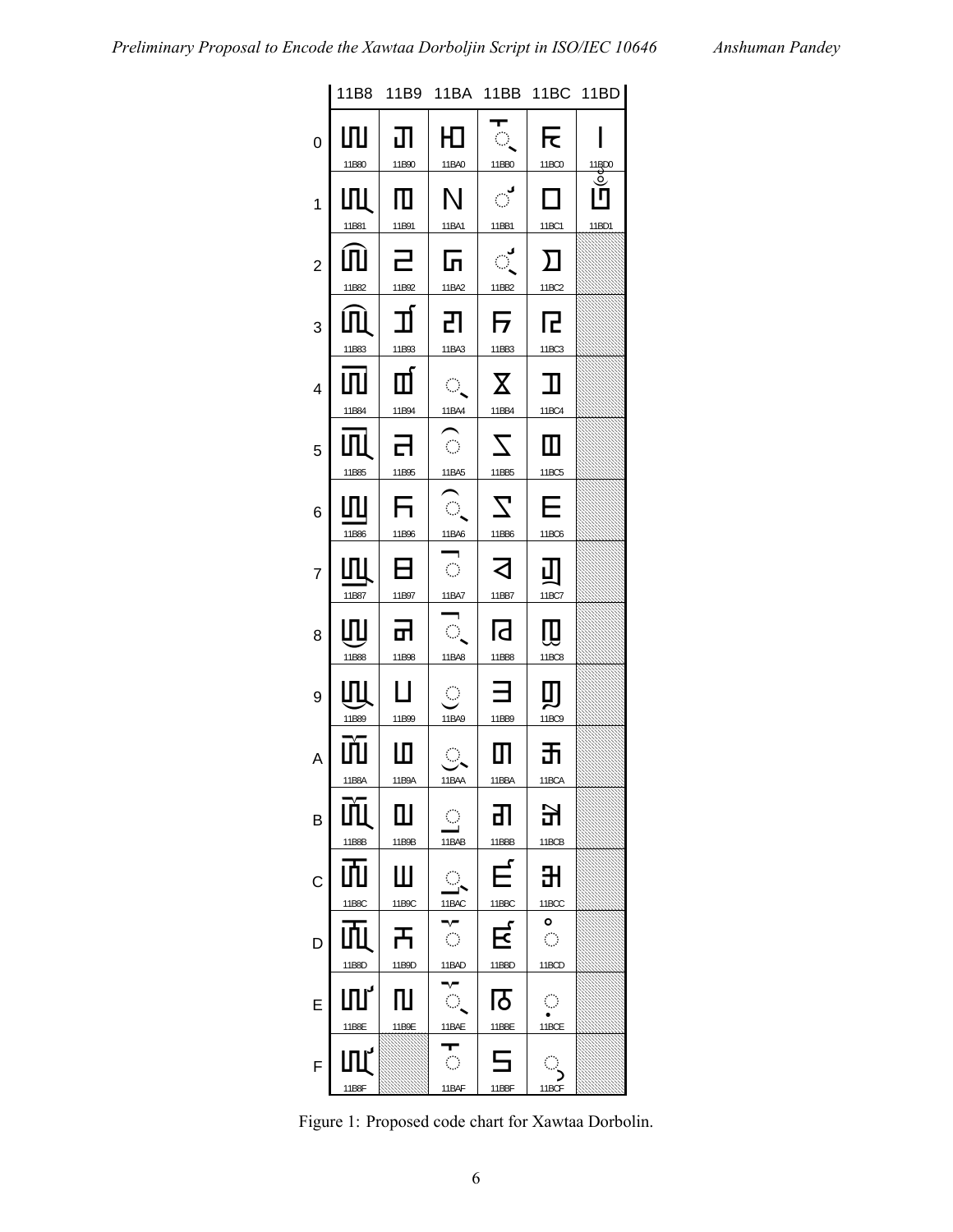| | 11B8 | 11B9 | 11BA | 11BB | 11BC | 11BD |
|---|---|---|---|---|---|---|
| 0 | 11B80 | 11B90 | 11BA0 | 11BB0 | 11BC0 | 11BD0 |
| 1 | 11B81 | 11B91 | 11BA1 | 11BB1 | 11BC1 | 11BD1 |
| 2 | 11B82 | 11B92 | 11BA2 | 11BB2 | 11BC2 | |
| 3 | 11B83 | 11B93 | 11BA3 | 11BB3 | 11BC3 | |
| 4 | 11B84 | 11B94 | 11BA4 | 11BB4 | 11BC4 | |
| 5 | 11B85 | 11B95 | 11BA5 | 11BB5 | 11BC5 | |
| 6 | 11B86 | 11B96 | 11BA6 | 11BB6 | 11BC6 | |
| 7 | 11B87 | 11B97 | 11BA7 | 11BB7 | 11BC7 | |
| 8 | 11B88 | 11B98 | 11BA8 | 11BB8 | 11BC8 | |
| 9 | 11B89 | 11B99 | 11BA9 | 11BB9 | 11BC9 | |
| A | 11B8A | 11B9A | 11BAA | 11BBA | 11BCA | |
| B | 11B8B | 11B9B | 11BAB | 11BBB | 11BCB | |
| C | 11B8C | 11B9C | 11BAC | 11BBC | 11BCC | |
| D | 11B8D | 11B9D | 11BAD | 11BBD | 11BCD | |
| E | 11B8E | 11B9E | 11BAE | 11BBE | 11BCE | |
| F | 11B8F | | 11BAF | 11BBF | 11BCF | |

Figure 1: Proposed code chart for Xawtaa Dorbolin.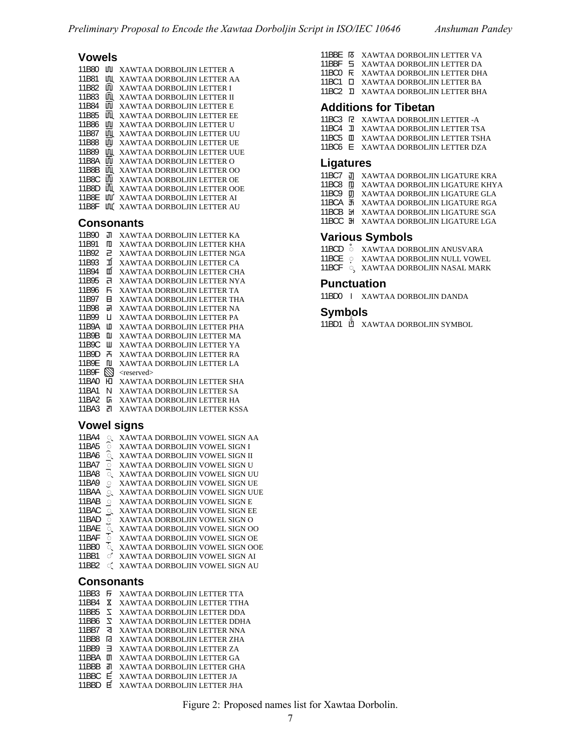## Vowels

11B80 XAWTAA DORBOLJIN LETTER A
11B81 XAWTAA DORBOLJIN LETTER AA
11B82 XAWTAA DORBOLJIN LETTER I
11B83 XAWTAA DORBOLJIN LETTER II
11B84 XAWTAA DORBOLJIN LETTER E
11B85 XAWTAA DORBOLJIN LETTER EE
11B86 XAWTAA DORBOLJIN LETTER U
11B87 XAWTAA DORBOLJIN LETTER UU
11B88 XAWTAA DORBOLJIN LETTER UE
11B89 XAWTAA DORBOLJIN LETTER UUE
11B8A XAWTAA DORBOLJIN LETTER O
11B8B XAWTAA DORBOLJIN LETTER OO
11B8C XAWTAA DORBOLJIN LETTER OE
11B8D XAWTAA DORBOLJIN LETTER OOE
11B8E XAWTAA DORBOLJIN LETTER AI
11B8F XAWTAA DORBOLJIN LETTER AU

## Consonants

11B90 XAWTAA DORBOLJIN LETTER KA
11B91 XAWTAA DORBOLJIN LETTER KHA
11B92 XAWTAA DORBOLJIN LETTER NGA
11B93 XAWTAA DORBOLJIN LETTER CA
11B94 XAWTAA DORBOLJIN LETTER CHA
11B95 XAWTAA DORBOLJIN LETTER NYA
11B96 XAWTAA DORBOLJIN LETTER TA
11B97 XAWTAA DORBOLJIN LETTER THA
11B98 XAWTAA DORBOLJIN LETTER NA
11B99 XAWTAA DORBOLJIN LETTER PA
11B9A XAWTAA DORBOLJIN LETTER PHA
11B9B XAWTAA DORBOLJIN LETTER MA
11B9C XAWTAA DORBOLJIN LETTER YA
11B9D XAWTAA DORBOLJIN LETTER RA
11B9E XAWTAA DORBOLJIN LETTER LA
11B9F <reserved>
11BA0 XAWTAA DORBOLJIN LETTER SHA
11BA1 XAWTAA DORBOLJIN LETTER SA
11BA2 XAWTAA DORBOLJIN LETTER HA
11BA3 XAWTAA DORBOLJIN LETTER KSSA

## Vowel signs

11BA4 XAWTAA DORBOLJIN VOWEL SIGN AA
11BA5 XAWTAA DORBOLJIN VOWEL SIGN I
11BA6 XAWTAA DORBOLJIN VOWEL SIGN II
11BA7 XAWTAA DORBOLJIN VOWEL SIGN U
11BA8 XAWTAA DORBOLJIN VOWEL SIGN UU
11BA9 XAWTAA DORBOLJIN VOWEL SIGN UE
11BAA XAWTAA DORBOLJIN VOWEL SIGN UUE
11BAB XAWTAA DORBOLJIN VOWEL SIGN E
11BAC XAWTAA DORBOLJIN VOWEL SIGN EE
11BAD XAWTAA DORBOLJIN VOWEL SIGN O
11BAE XAWTAA DORBOLJIN VOWEL SIGN OO
11BAF XAWTAA DORBOLJIN VOWEL SIGN OE
11BB0 XAWTAA DORBOLJIN VOWEL SIGN OOE
11BB1 XAWTAA DORBOLJIN VOWEL SIGN AI
11BB2 XAWTAA DORBOLJIN VOWEL SIGN AU

## Consonants

11BB3 XAWTAA DORBOLJIN LETTER TTA
11BB4 XAWTAA DORBOLJIN LETTER TTHA
11BB5 XAWTAA DORBOLJIN LETTER DDA
11BB6 XAWTAA DORBOLJIN LETTER DDHA
11BB7 XAWTAA DORBOLJIN LETTER NNA
11BB8 XAWTAA DORBOLJIN LETTER ZHA
11BB9 XAWTAA DORBOLJIN LETTER ZA
11BBA XAWTAA DORBOLJIN LETTER GA
11BBB XAWTAA DORBOLJIN LETTER GHA
11BBC XAWTAA DORBOLJIN LETTER JA
11BBD XAWTAA DORBOLJIN LETTER JHA
11BBE XAWTAA DORBOLJIN LETTER VA
11BBF XAWTAA DORBOLJIN LETTER DA
11BC0 XAWTAA DORBOLJIN LETTER DHA
11BC1 XAWTAA DORBOLJIN LETTER BA
11BC2 XAWTAA DORBOLJIN LETTER BHA

## Additions for Tibetan

11BC3 XAWTAA DORBOLJIN LETTER -A
11BC4 XAWTAA DORBOLJIN LETTER TSA
11BC5 XAWTAA DORBOLJIN LETTER TSHA
11BC6 XAWTAA DORBOLJIN LETTER DZA

## Ligatures

11BC7 XAWTAA DORBOLJIN LIGATURE KRA
11BC8 XAWTAA DORBOLJIN LIGATURE KHYA
11BC9 XAWTAA DORBOLJIN LIGATURE GLA
11BCA XAWTAA DORBOLJIN LIGATURE RGA
11BCB XAWTAA DORBOLJIN LIGATURE SGA
11BCC XAWTAA DORBOLJIN LIGATURE LGA

## Various Symbols

11BCD XAWTAA DORBOLJIN ANUSVARA
11BCE XAWTAA DORBOLJIN NULL VOWEL
11BCF XAWTAA DORBOLJIN NASAL MARK

## Punctuation

11BD0 । XAWTAA DORBOLJIN DANDA

## Symbols

11BD1 XAWTAA DORBOLJIN SYMBOL

Figure 2: Proposed names list for Xawtaa Dorbolin.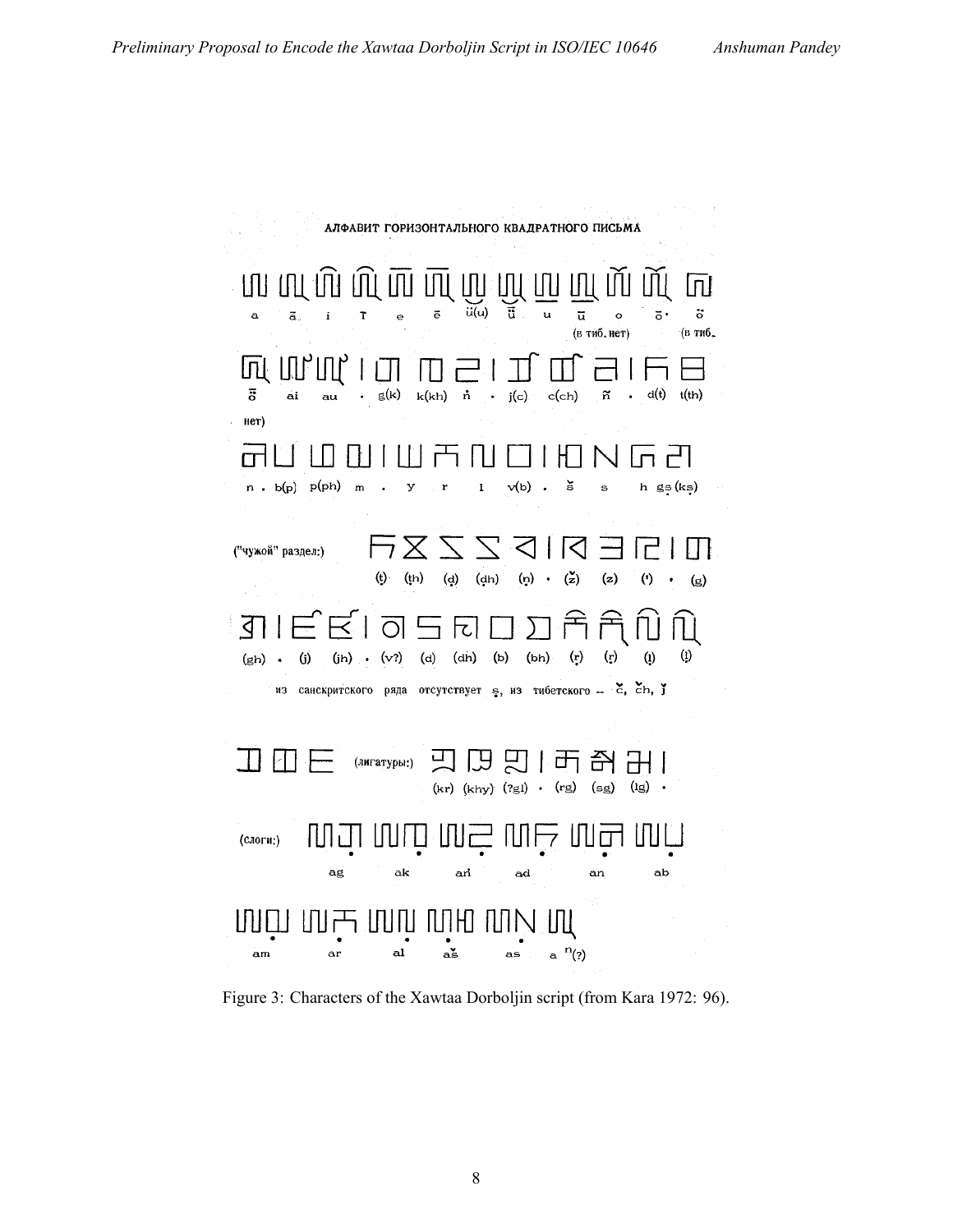Figure 3: Characters of the Xawtaa Dorboljin script (from Kara 1972: 96).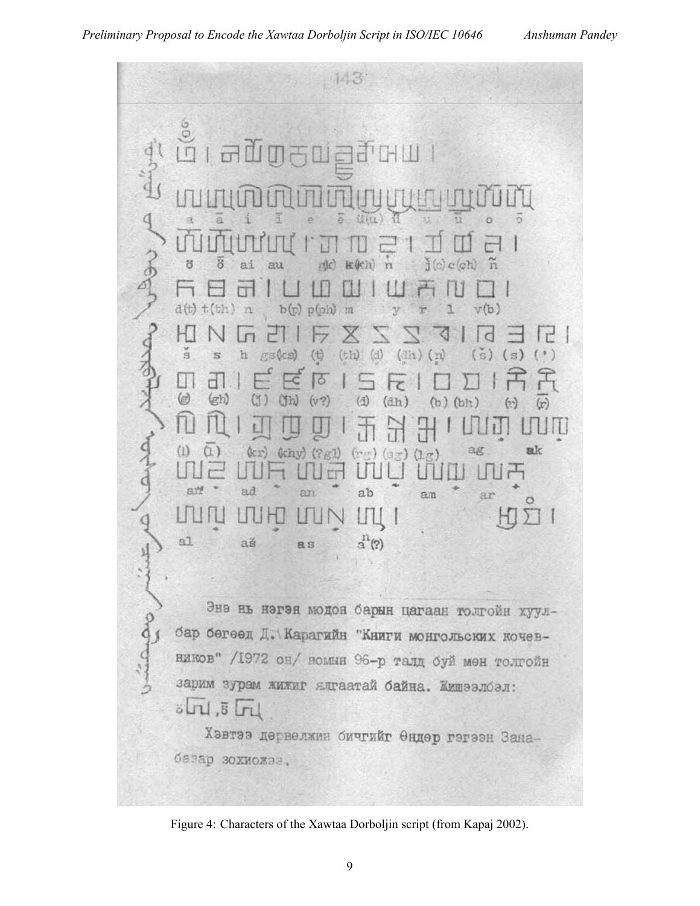143

ཨོཾ། a ā i ī e ē ü(u) ū u ū o ō

ö ȫ ai au g(k) k(kh) ṅ ǰ(c) c(ch) ñ

d(t) t(th) n b(p) p(ph) m y r l v(b)

š s h gs(ks) (ṭ) (ṭh) (ḍ) (ḍh) (ṇ) (ṡ) (s) (')

(g) (gh) (j) (jh) (v?) (d) (dh) (b) (bh) (r̥) (r̥̄)

(l̥) (l̥̄) (kr) (khy) (?gl) (rg) (sg) (lg) ag ak

aṅ ad an ab am ar

al aš as $a^{n}$(?)

Энэ нь нэгэн модон барын цагаан толгойн хуул-бар бөгөөд Д. Карагийн "Книги монгольских кочевников" /1972 он/ номын 96-р талд буй мөн толгойн зарим зурам жижиг ялгаатай байна. Жишээлбэл: ö ..., ȫ ...

Хэвтээ дөрвөлжин бичгийг Өндөр гэгээн Занабазар зохиожээ.

Figure 4: Characters of the Xawtaa Dorboljin script (from Kapaj 2002).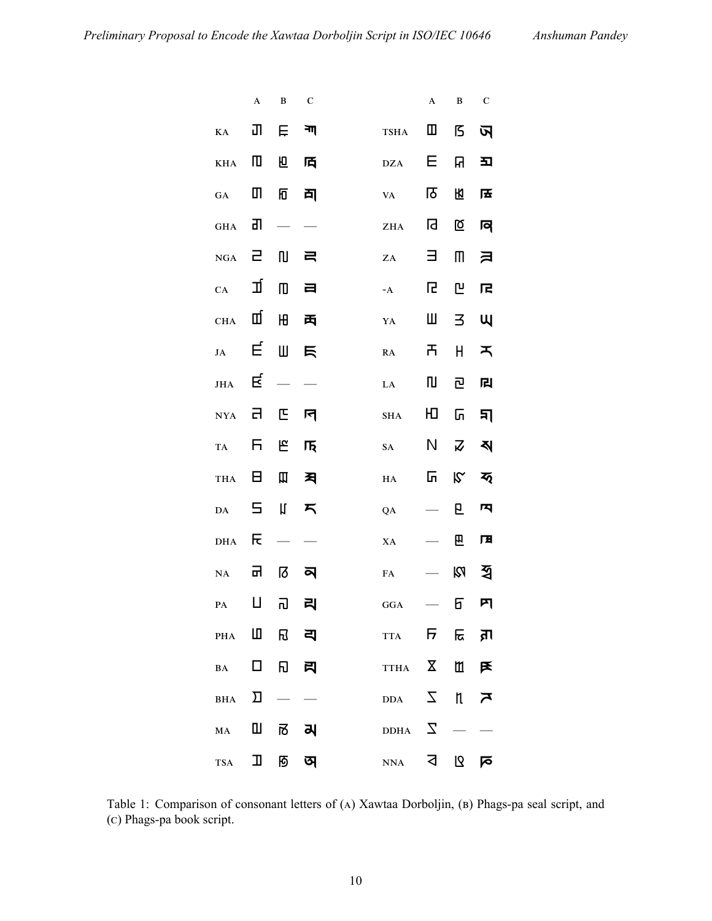| | A | B | C | | A | B | C |
|---|---|---|---|---|---|---|---|
| KA | | | | TSHA | | | |
| KHA | | | | DZA | | | |
| GA | | | | VA | | | |
| GHA | | — | — | ZHA | | | |
| NGA | | | | ZA | | | |
| CA | | | | -A | | | |
| CHA | | | | YA | | | |
| JA | | | | RA | | | |
| JHA | | — | — | LA | | | |
| NYA | | | | SHA | | | |
| TA | | | | SA | | | |
| THA | | | | HA | | | |
| DA | | | | QA | — | | |
| DHA | | — | — | XA | — | | |
| NA | | | | FA | — | | |
| PA | | | | GGA | — | | |
| PHA | | | | TTA | | | |
| BA | | | | TTHA | | | |
| BHA | | — | — | DDA | | | |
| MA | | | | DDHA | | — | — |
| TSA | | | | NNA | | | |

Table 1: Comparison of consonant letters of (A) Xawtaa Dorboljin, (B) Phags-pa seal script, and (C) Phags-pa book script.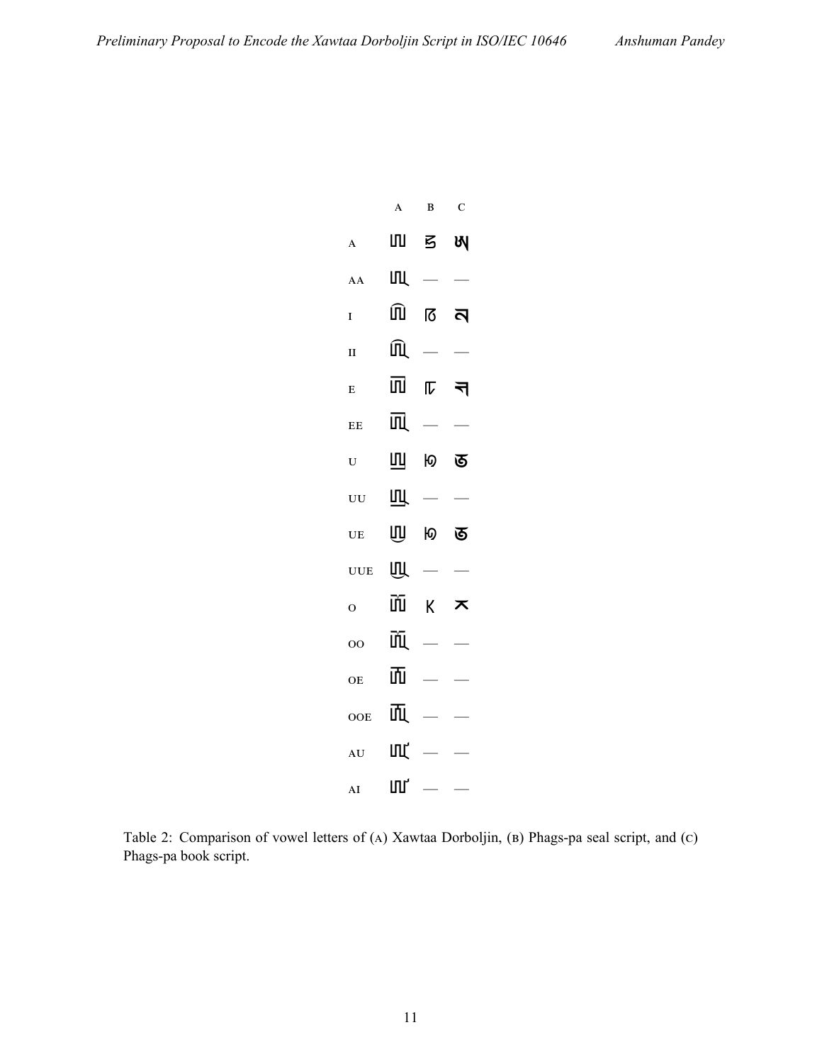| | A | B | C |
|---|---|---|---|
| A | ꡝ | ꡝ | ꡝ |
| AA | | — | — |
| I | | ꡞ | ꡞ |
| II | | — | — |
| E | | ꡦ | ꡦ |
| EE | | — | — |
| U | | ꡟ | ꡟ |
| UU | | — | — |
| UE | | ꡟ | ꡟ |
| UUE | | — | — |
| O | | ꡡ | ꡡ |
| OO | | — | — |
| OE | | — | — |
| OOE | | — | — |
| AU | | — | — |
| AI | | — | — |

Table 2: Comparison of vowel letters of (A) Xawtaa Dorboljin, (B) Phags-pa seal script, and (C) Phags-pa book script.